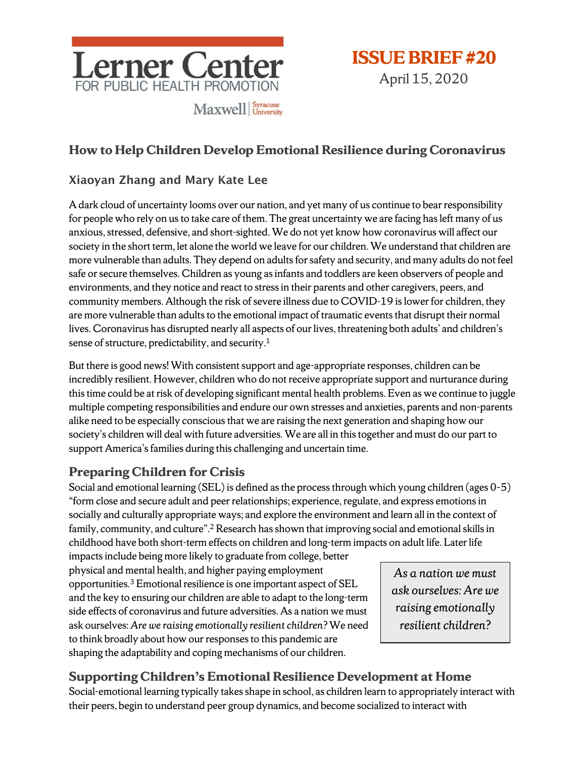Lerner Center FOR PUBLIC HEALTH PROMOTION

Maxwell | Syracuse University

**ISSUE BRIEF #20**

April 15, 2020

# How to Help Children Develop Emotional Resilience during Coronavirus

### Xiaoyan Zhang and Mary Kate Lee

A dark cloud of uncertainty looms over our nation, and yet many of us continue to bear responsibility for people who rely on us to take care of them. The great uncertainty we are facing has left many of us anxious, stressed, defensive, and short-sighted. We do not yet know how coronavirus will affect our society in the short term, let alone the world we leave for our children. We understand that children are more vulnerable than adults. They depend on adults for safety and security, and many adults do not feel safe or secure themselves. Children as young as infants and toddlers are keen observers of people and environments, and they notice and react to stress in their parents and other caregivers, peers, and community members. Although the risk of severe illness due to COVID-19 is lower for children, they are more vulnerable than adults to the emotional impact of traumatic events that disrupt their normal lives. Coronavirus has disrupted nearly all aspects of our lives, threatening both adults' and children's sense of structure, predictability, and security.[1]

But there is good news! With consistent support and age-appropriate responses, children can be incredibly resilient. However, children who do not receive appropriate support and nurturance during this time could be at risk of developing significant mental health problems. Even as we continue to juggle multiple competing responsibilities and endure our own stresses and anxieties, parents and non-parents alike need to be especially conscious that we are raising the next generation and shaping how our society's children will deal with future adversities. We are all in this together and must do our part to support America's families during this challenging and uncertain time.

## Preparing Children for Crisis

Social and emotional learning (SEL) is defined as the process through which young children (ages 0-5) "form close and secure adult and peer relationships; experience, regulate, and express emotions in socially and culturally appropriate ways; and explore the environment and learn all in the context of family, community, and culture".[2] Research has shown that improving social and emotional skills in childhood have both short-term effects on children and long-term impacts on adult life. Later life impacts include being more likely to graduate from college, better physical and mental health, and higher paying employment opportunities.[3] Emotional resilience is one important aspect of SEL and the key to ensuring our children are able to adapt to the long-term side effects of coronavirus and future adversities. As a nation we must ask ourselves: *Are we raising emotionally resilient children?* We need to think broadly about how our responses to this pandemic are shaping the adaptability and coping mechanisms of our children.

> *As a nation we must ask ourselves: Are we raising emotionally resilient children?*

## Supporting Children's Emotional Resilience Development at Home

Social-emotional learning typically takes shape in school, as children learn to appropriately interact with their peers, begin to understand peer group dynamics, and become socialized to interact with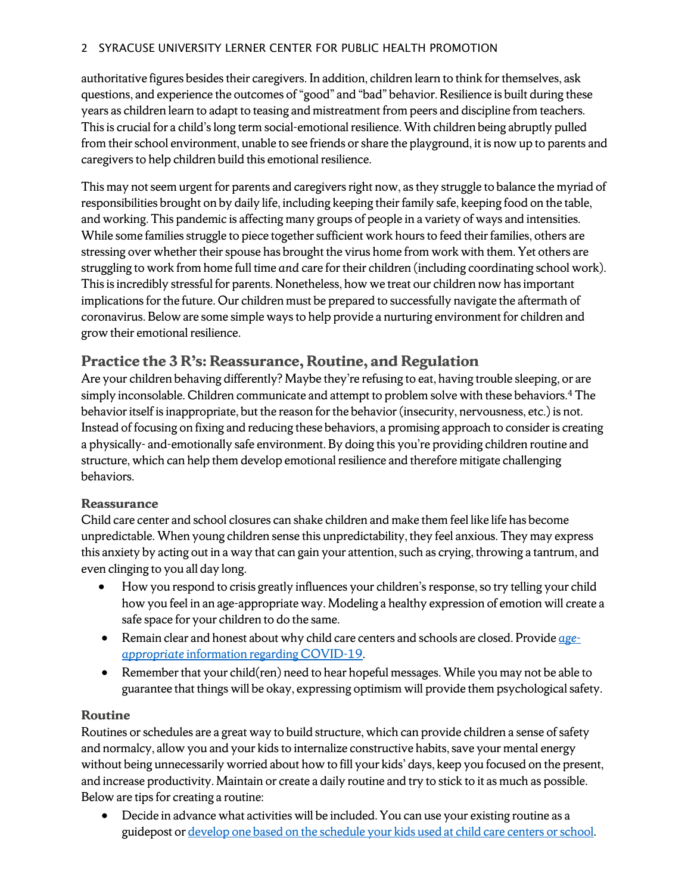authoritative figures besides their caregivers. In addition, children learn to think for themselves, ask questions, and experience the outcomes of "good" and "bad" behavior. Resilience is built during these years as children learn to adapt to teasing and mistreatment from peers and discipline from teachers. This is crucial for a child's long term social-emotional resilience. With children being abruptly pulled from their school environment, unable to see friends or share the playground, it is now up to parents and caregivers to help children build this emotional resilience.

This may not seem urgent for parents and caregivers right now, as they struggle to balance the myriad of responsibilities brought on by daily life, including keeping their family safe, keeping food on the table, and working. This pandemic is affecting many groups of people in a variety of ways and intensities. While some families struggle to piece together sufficient work hours to feed their families, others are stressing over whether their spouse has brought the virus home from work with them. Yet others are struggling to work from home full time *and* care for their children (including coordinating school work). This is incredibly stressful for parents. Nonetheless, how we treat our children now has important implications for the future. Our children must be prepared to successfully navigate the aftermath of coronavirus. Below are some simple ways to help provide a nurturing environment for children and grow their emotional resilience.

## Practice the 3 R's: Reassurance, Routine, and Regulation

Are your children behaving differently? Maybe they're refusing to eat, having trouble sleeping, or are simply inconsolable. Children communicate and attempt to problem solve with these behaviors.[4] The behavior itself is inappropriate, but the reason for the behavior (insecurity, nervousness, etc.) is not. Instead of focusing on fixing and reducing these behaviors, a promising approach to consider is creating a physically- and-emotionally safe environment. By doing this you're providing children routine and structure, which can help them develop emotional resilience and therefore mitigate challenging behaviors.

### Reassurance

Child care center and school closures can shake children and make them feel like life has become unpredictable. When young children sense this unpredictability, they feel anxious. They may express this anxiety by acting out in a way that can gain your attention, such as crying, throwing a tantrum, and even clinging to you all day long.

- How you respond to crisis greatly influences your children's response, so try telling your child how you feel in an age-appropriate way. Modeling a healthy expression of emotion will create a safe space for your children to do the same.
- Remain clear and honest about why child care centers and schools are closed. Provide *age-appropriate* information regarding COVID-19.
- Remember that your child(ren) need to hear hopeful messages. While you may not be able to guarantee that things will be okay, expressing optimism will provide them psychological safety.

### Routine

Routines or schedules are a great way to build structure, which can provide children a sense of safety and normalcy, allow you and your kids to internalize constructive habits, save your mental energy without being unnecessarily worried about how to fill your kids' days, keep you focused on the present, and increase productivity. Maintain or create a daily routine and try to stick to it as much as possible. Below are tips for creating a routine:

- Decide in advance what activities will be included. You can use your existing routine as a guidepost or develop one based on the schedule your kids used at child care centers or school.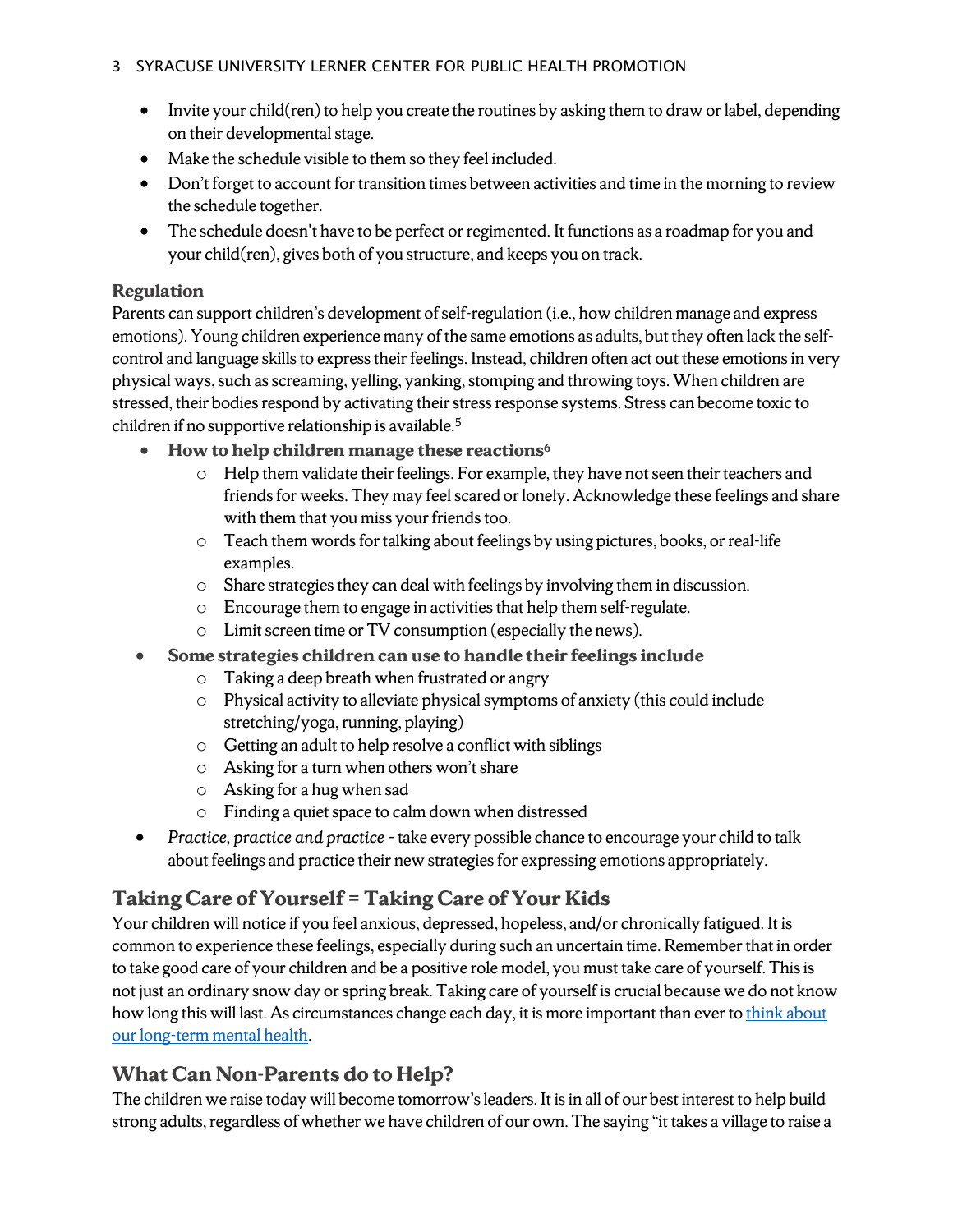- Invite your child(ren) to help you create the routines by asking them to draw or label, depending on their developmental stage.
- Make the schedule visible to them so they feel included.
- Don't forget to account for transition times between activities and time in the morning to review the schedule together.
- The schedule doesn't have to be perfect or regimented. It functions as a roadmap for you and your child(ren), gives both of you structure, and keeps you on track.

**Regulation**

Parents can support children's development of self-regulation (i.e., how children manage and express emotions). Young children experience many of the same emotions as adults, but they often lack the self-control and language skills to express their feelings. Instead, children often act out these emotions in very physical ways, such as screaming, yelling, yanking, stomping and throwing toys. When children are stressed, their bodies respond by activating their stress response systems. Stress can become toxic to children if no supportive relationship is available.[5]

- **How to help children manage these reactions**[6]
  - Help them validate their feelings. For example, they have not seen their teachers and friends for weeks. They may feel scared or lonely. Acknowledge these feelings and share with them that you miss your friends too.
  - Teach them words for talking about feelings by using pictures, books, or real-life examples.
  - Share strategies they can deal with feelings by involving them in discussion.
  - Encourage them to engage in activities that help them self-regulate.
  - Limit screen time or TV consumption (especially the news).
- **Some strategies children can use to handle their feelings include**
  - Taking a deep breath when frustrated or angry
  - Physical activity to alleviate physical symptoms of anxiety (this could include stretching/yoga, running, playing)
  - Getting an adult to help resolve a conflict with siblings
  - Asking for a turn when others won't share
  - Asking for a hug when sad
  - Finding a quiet space to calm down when distressed
- *Practice, practice and practice* - take every possible chance to encourage your child to talk about feelings and practice their new strategies for expressing emotions appropriately.

## Taking Care of Yourself = Taking Care of Your Kids

Your children will notice if you feel anxious, depressed, hopeless, and/or chronically fatigued. It is common to experience these feelings, especially during such an uncertain time. Remember that in order to take good care of your children and be a positive role model, you must take care of yourself. This is not just an ordinary snow day or spring break. Taking care of yourself is crucial because we do not know how long this will last. As circumstances change each day, it is more important than ever to think about our long-term mental health.

## What Can Non-Parents do to Help?

The children we raise today will become tomorrow's leaders. It is in all of our best interest to help build strong adults, regardless of whether we have children of our own. The saying "it takes a village to raise a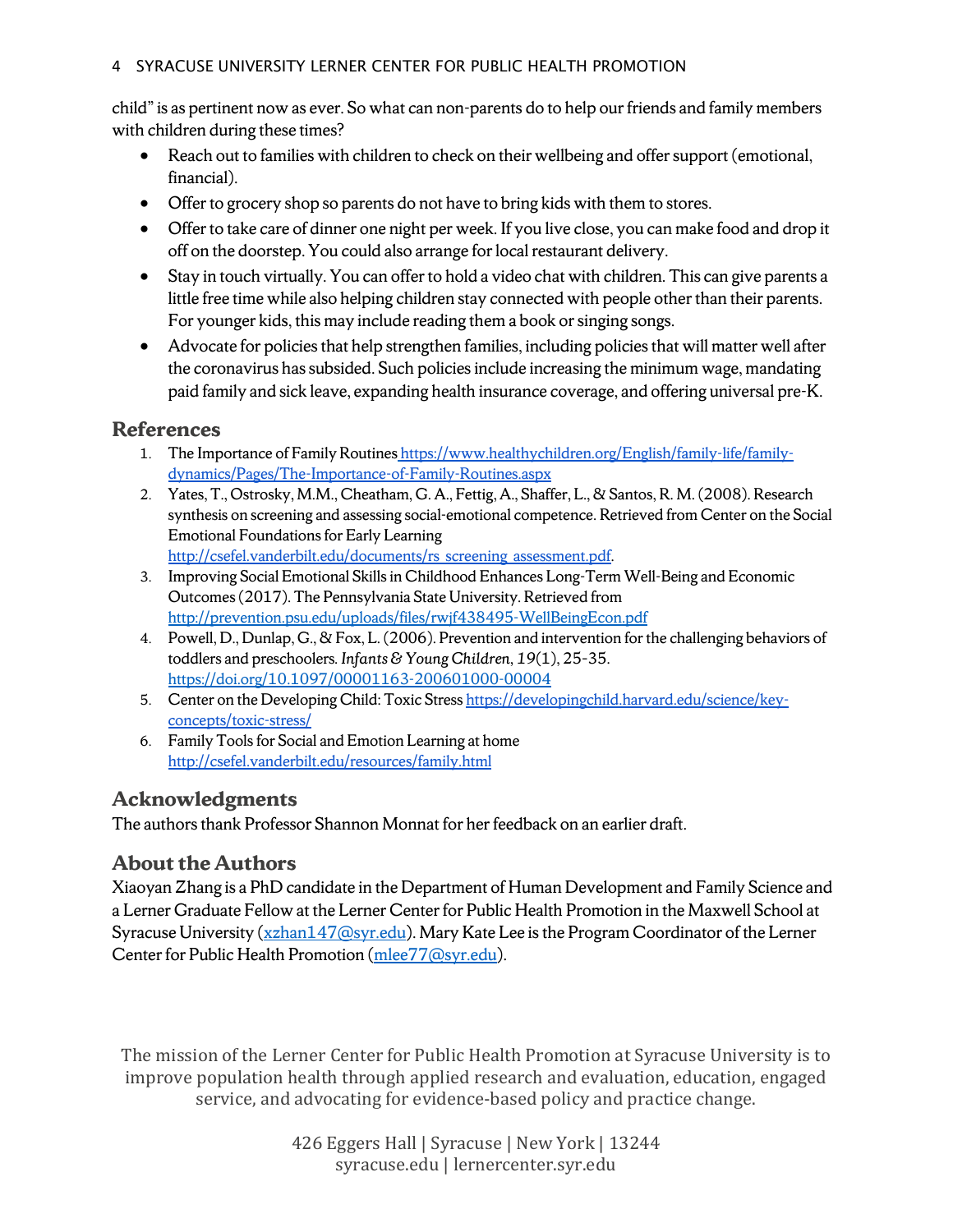child" is as pertinent now as ever. So what can non-parents do to help our friends and family members with children during these times?

- Reach out to families with children to check on their wellbeing and offer support (emotional, financial).
- Offer to grocery shop so parents do not have to bring kids with them to stores.
- Offer to take care of dinner one night per week. If you live close, you can make food and drop it off on the doorstep. You could also arrange for local restaurant delivery.
- Stay in touch virtually. You can offer to hold a video chat with children. This can give parents a little free time while also helping children stay connected with people other than their parents. For younger kids, this may include reading them a book or singing songs.
- Advocate for policies that help strengthen families, including policies that will matter well after the coronavirus has subsided. Such policies include increasing the minimum wage, mandating paid family and sick leave, expanding health insurance coverage, and offering universal pre-K.

## References

1. The Importance of Family Routines https://www.healthychildren.org/English/family-life/family-dynamics/Pages/The-Importance-of-Family-Routines.aspx
2. Yates, T., Ostrosky, M.M., Cheatham, G. A., Fettig, A., Shaffer, L., & Santos, R. M. (2008). Research synthesis on screening and assessing social-emotional competence. Retrieved from Center on the Social Emotional Foundations for Early Learning http://csefel.vanderbilt.edu/documents/rs_screening_assessment.pdf.
3. Improving Social Emotional Skills in Childhood Enhances Long-Term Well-Being and Economic Outcomes (2017). The Pennsylvania State University. Retrieved from http://prevention.psu.edu/uploads/files/rwjf438495-WellBeingEcon.pdf
4. Powell, D., Dunlap, G., & Fox, L. (2006). Prevention and intervention for the challenging behaviors of toddlers and preschoolers. *Infants & Young Children*, *19*(1), 25-35. https://doi.org/10.1097/00001163-200601000-00004
5. Center on the Developing Child: Toxic Stress https://developingchild.harvard.edu/science/key-concepts/toxic-stress/
6. Family Tools for Social and Emotion Learning at home http://csefel.vanderbilt.edu/resources/family.html

## Acknowledgments

The authors thank Professor Shannon Monnat for her feedback on an earlier draft.

## About the Authors

Xiaoyan Zhang is a PhD candidate in the Department of Human Development and Family Science and a Lerner Graduate Fellow at the Lerner Center for Public Health Promotion in the Maxwell School at Syracuse University (xzhan147@syr.edu). Mary Kate Lee is the Program Coordinator of the Lerner Center for Public Health Promotion (mlee77@syr.edu).

The mission of the Lerner Center for Public Health Promotion at Syracuse University is to improve population health through applied research and evaluation, education, engaged service, and advocating for evidence-based policy and practice change.

426 Eggers Hall | Syracuse | New York | 13244
syracuse.edu | lernercenter.syr.edu